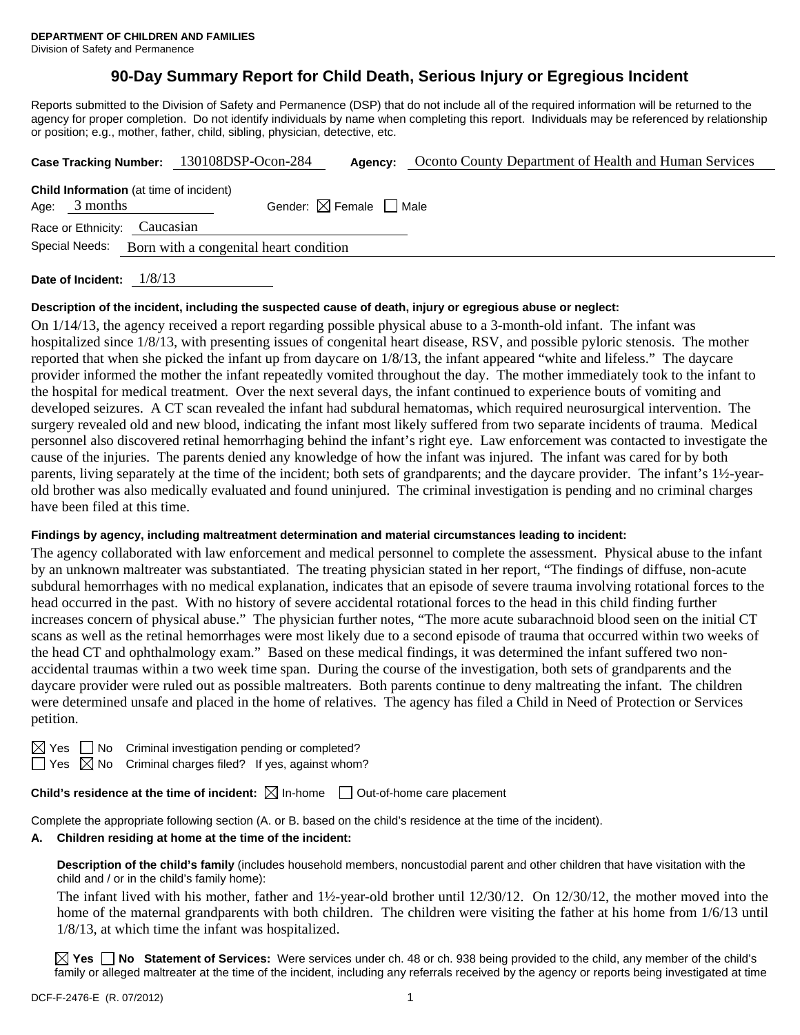**DEPARTMENT OF CHILDREN AND FAMILIES**
Division of Safety and Permanence

# 90-Day Summary Report for Child Death, Serious Injury or Egregious Incident

Reports submitted to the Division of Safety and Permanence (DSP) that do not include all of the required information will be returned to the agency for proper completion. Do not identify individuals by name when completing this report. Individuals may be referenced by relationship or position; e.g., mother, father, child, sibling, physician, detective, etc.

**Case Tracking Number:** 130108DSP-Ocon-284 **Agency:** Oconto County Department of Health and Human Services

**Child Information** (at time of incident)
Age: 3 months Gender: ☒ Female ☐ Male
Race or Ethnicity: Caucasian
Special Needs: Born with a congenital heart condition

**Date of Incident:** 1/8/13

**Description of the incident, including the suspected cause of death, injury or egregious abuse or neglect:**

On 1/14/13, the agency received a report regarding possible physical abuse to a 3-month-old infant. The infant was hospitalized since 1/8/13, with presenting issues of congenital heart disease, RSV, and possible pyloric stenosis. The mother reported that when she picked the infant up from daycare on 1/8/13, the infant appeared "white and lifeless." The daycare provider informed the mother the infant repeatedly vomited throughout the day. The mother immediately took to the infant to the hospital for medical treatment. Over the next several days, the infant continued to experience bouts of vomiting and developed seizures. A CT scan revealed the infant had subdural hematomas, which required neurosurgical intervention. The surgery revealed old and new blood, indicating the infant most likely suffered from two separate incidents of trauma. Medical personnel also discovered retinal hemorrhaging behind the infant's right eye. Law enforcement was contacted to investigate the cause of the injuries. The parents denied any knowledge of how the infant was injured. The infant was cared for by both parents, living separately at the time of the incident; both sets of grandparents; and the daycare provider. The infant's 1½-year-old brother was also medically evaluated and found uninjured. The criminal investigation is pending and no criminal charges have been filed at this time.

**Findings by agency, including maltreatment determination and material circumstances leading to incident:**

The agency collaborated with law enforcement and medical personnel to complete the assessment. Physical abuse to the infant by an unknown maltreater was substantiated. The treating physician stated in her report, "The findings of diffuse, non-acute subdural hemorrhages with no medical explanation, indicates that an episode of severe trauma involving rotational forces to the head occurred in the past. With no history of severe accidental rotational forces to the head in this child finding further increases concern of physical abuse." The physician further notes, "The more acute subarachnoid blood seen on the initial CT scans as well as the retinal hemorrhages were most likely due to a second episode of trauma that occurred within two weeks of the head CT and ophthalmology exam." Based on these medical findings, it was determined the infant suffered two non-accidental traumas within a two week time span. During the course of the investigation, both sets of grandparents and the daycare provider were ruled out as possible maltreaters. Both parents continue to deny maltreating the infant. The children were determined unsafe and placed in the home of relatives. The agency has filed a Child in Need of Protection or Services petition.

☒ Yes ☐ No Criminal investigation pending or completed?
☐ Yes ☒ No Criminal charges filed? If yes, against whom?

**Child's residence at the time of incident:** ☒ In-home ☐ Out-of-home care placement

Complete the appropriate following section (A. or B. based on the child's residence at the time of the incident).

**A. Children residing at home at the time of the incident:**

**Description of the child's family** (includes household members, noncustodial parent and other children that have visitation with the child and / or in the child's family home):

The infant lived with his mother, father and 1½-year-old brother until 12/30/12. On 12/30/12, the mother moved into the home of the maternal grandparents with both children. The children were visiting the father at his home from 1/6/13 until 1/8/13, at which time the infant was hospitalized.

☒ **Yes** ☐ **No Statement of Services:** Were services under ch. 48 or ch. 938 being provided to the child, any member of the child's family or alleged maltreater at the time of the incident, including any referrals received by the agency or reports being investigated at time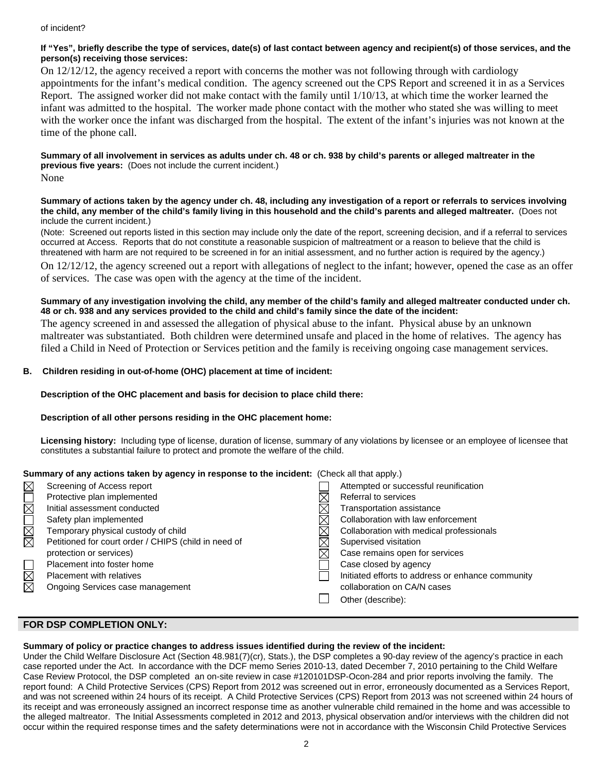of incident?

**If "Yes", briefly describe the type of services, date(s) of last contact between agency and recipient(s) of those services, and the person(s) receiving those services:**

On 12/12/12, the agency received a report with concerns the mother was not following through with cardiology appointments for the infant's medical condition. The agency screened out the CPS Report and screened it in as a Services Report. The assigned worker did not make contact with the family until 1/10/13, at which time the worker learned the infant was admitted to the hospital. The worker made phone contact with the mother who stated she was willing to meet with the worker once the infant was discharged from the hospital. The extent of the infant's injuries was not known at the time of the phone call.

**Summary of all involvement in services as adults under ch. 48 or ch. 938 by child's parents or alleged maltreater in the previous five years:** (Does not include the current incident.)

None

**Summary of actions taken by the agency under ch. 48, including any investigation of a report or referrals to services involving the child, any member of the child's family living in this household and the child's parents and alleged maltreater.** (Does not include the current incident.)

(Note: Screened out reports listed in this section may include only the date of the report, screening decision, and if a referral to services occurred at Access. Reports that do not constitute a reasonable suspicion of maltreatment or a reason to believe that the child is threatened with harm are not required to be screened in for an initial assessment, and no further action is required by the agency.)

On 12/12/12, the agency screened out a report with allegations of neglect to the infant; however, opened the case as an offer of services. The case was open with the agency at the time of the incident.

**Summary of any investigation involving the child, any member of the child's family and alleged maltreater conducted under ch. 48 or ch. 938 and any services provided to the child and child's family since the date of the incident:**

The agency screened in and assessed the allegation of physical abuse to the infant. Physical abuse by an unknown maltreater was substantiated. Both children were determined unsafe and placed in the home of relatives. The agency has filed a Child in Need of Protection or Services petition and the family is receiving ongoing case management services.

**B. Children residing in out-of-home (OHC) placement at time of incident:**

**Description of the OHC placement and basis for decision to place child there:**

**Description of all other persons residing in the OHC placement home:**

**Licensing history:** Including type of license, duration of license, summary of any violations by licensee or an employee of licensee that constitutes a substantial failure to protect and promote the welfare of the child.

**Summary of any actions taken by agency in response to the incident:** (Check all that apply.)

- ☒ Screening of Access report
- ☐ Protective plan implemented
- ☒ Initial assessment conducted
- ☐ Safety plan implemented
- ☒ Temporary physical custody of child
- ☒ Petitioned for court order / CHIPS (child in need of protection or services)
- ☐ Placement into foster home
- ☒ Placement with relatives
- ☒ Ongoing Services case management
- ☐ Attempted or successful reunification
- ☒ Referral to services
- ☒ Transportation assistance
- ☒ Collaboration with law enforcement
- ☒ Collaboration with medical professionals
- ☒ Supervised visitation
- ☒ Case remains open for services
- ☐ Case closed by agency
- ☐ Initiated efforts to address or enhance community collaboration on CA/N cases
- ☐ Other (describe):

## FOR DSP COMPLETION ONLY:

**Summary of policy or practice changes to address issues identified during the review of the incident:**

Under the Child Welfare Disclosure Act (Section 48.981(7)(cr), Stats.), the DSP completes a 90-day review of the agency's practice in each case reported under the Act. In accordance with the DCF memo Series 2010-13, dated December 7, 2010 pertaining to the Child Welfare Case Review Protocol, the DSP completed an on-site review in case #120101DSP-Ocon-284 and prior reports involving the family. The report found: A Child Protective Services (CPS) Report from 2012 was screened out in error, erroneously documented as a Services Report, and was not screened within 24 hours of its receipt. A Child Protective Services (CPS) Report from 2013 was not screened within 24 hours of its receipt and was erroneously assigned an incorrect response time as another vulnerable child remained in the home and was accessible to the alleged maltreator. The Initial Assessments completed in 2012 and 2013, physical observation and/or interviews with the children did not occur within the required response times and the safety determinations were not in accordance with the Wisconsin Child Protective Services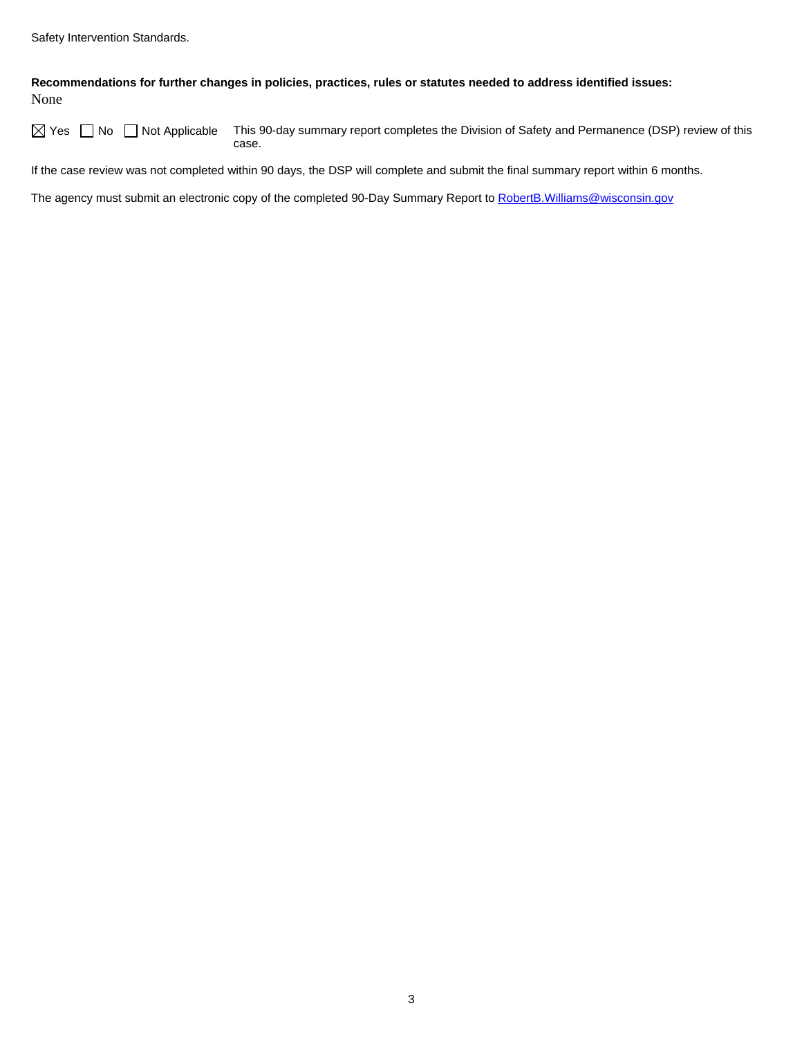Safety Intervention Standards.

**Recommendations for further changes in policies, practices, rules or statutes needed to address identified issues:**
None

☒ Yes ☐ No ☐ Not Applicable This 90-day summary report completes the Division of Safety and Permanence (DSP) review of this case.

If the case review was not completed within 90 days, the DSP will complete and submit the final summary report within 6 months.

The agency must submit an electronic copy of the completed 90-Day Summary Report to RobertB.Williams@wisconsin.gov